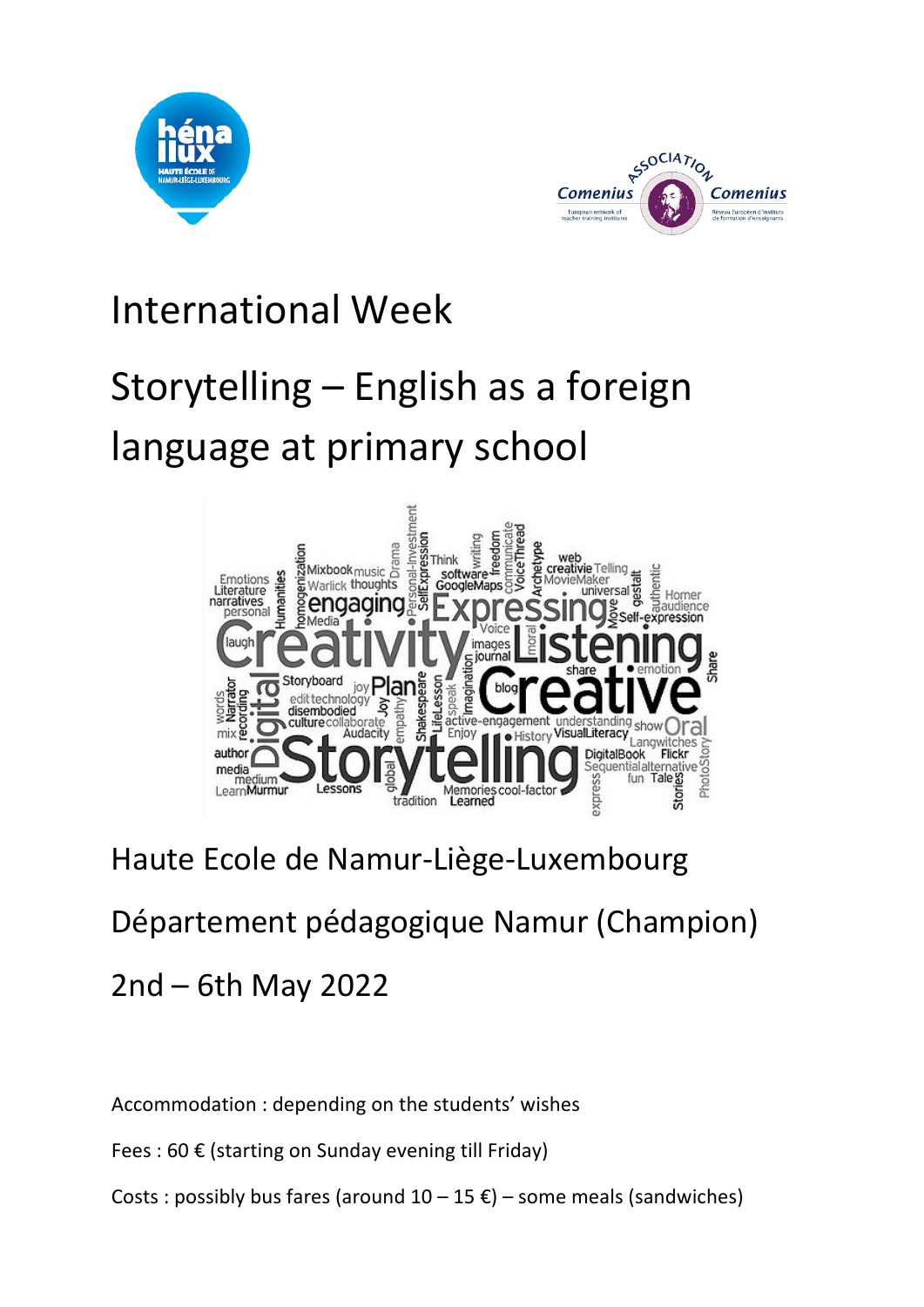# International Week

# Storytelling – English as a foreign language at primary school

Haute Ecole de Namur-Liège-Luxembourg

Département pédagogique Namur (Champion)

2nd – 6th May 2022

Accommodation : depending on the students' wishes

Fees : 60 € (starting on Sunday evening till Friday)

Costs : possibly bus fares (around 10 – 15 €) – some meals (sandwiches)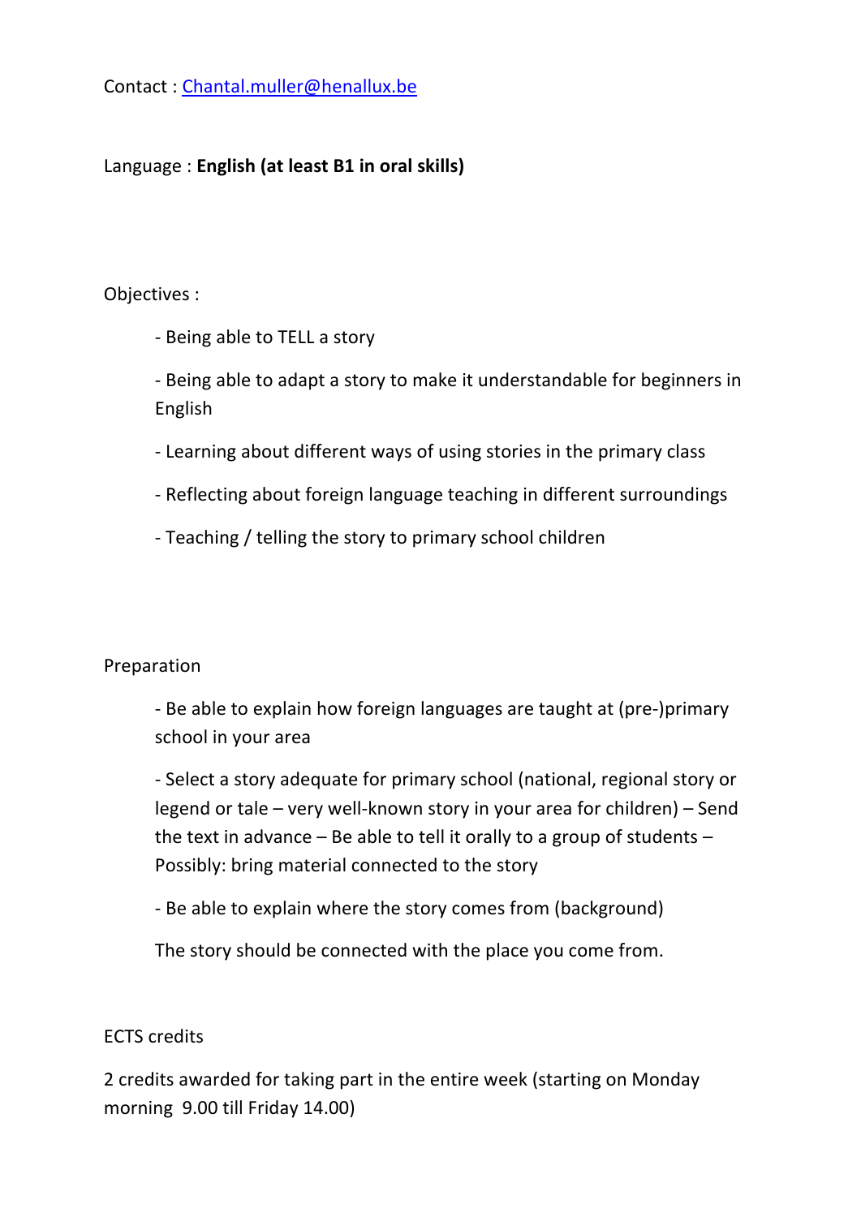Contact : [Chantal.muller@henallux.be](mailto:Chantal.muller@henallux.be)

Language : **English (at least B1 in oral skills)**

Objectives :

- Being able to TELL a story
- Being able to adapt a story to make it understandable for beginners in English
- Learning about different ways of using stories in the primary class
- Reflecting about foreign language teaching in different surroundings
- Teaching / telling the story to primary school children

Preparation

- Be able to explain how foreign languages are taught at (pre-)primary school in your area
- Select a story adequate for primary school (national, regional story or legend or tale – very well-known story in your area for children) – Send the text in advance – Be able to tell it orally to a group of students – Possibly: bring material connected to the story
- Be able to explain where the story comes from (background)

The story should be connected with the place you come from.

ECTS credits

2 credits awarded for taking part in the entire week (starting on Monday morning 9.00 till Friday 14.00)